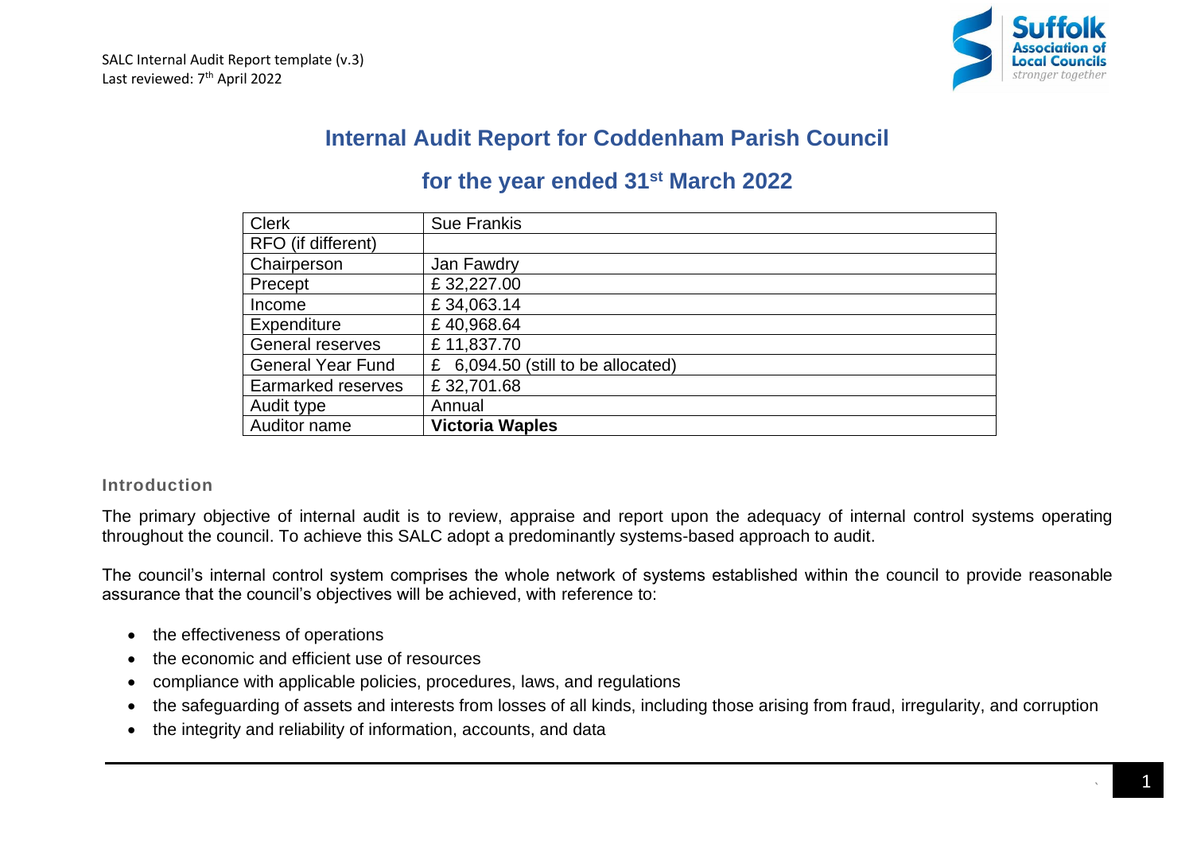# Internal Audit Report for Coddenham Parish Council

## for the year ended 31st March 2022

| Clerk | Sue Frankis |
|---|---|
| RFO (if different) | |
| Chairperson | Jan Fawdry |
| Precept | £ 32,227.00 |
| Income | £ 34,063.14 |
| Expenditure | £ 40,968.64 |
| General reserves | £ 11,837.70 |
| General Year Fund | £ 6,094.50 (still to be allocated) |
| Earmarked reserves | £ 32,701.68 |
| Audit type | Annual |
| Auditor name | **Victoria Waples** |

### Introduction

The primary objective of internal audit is to review, appraise and report upon the adequacy of internal control systems operating throughout the council. To achieve this SALC adopt a predominantly systems-based approach to audit.

The council's internal control system comprises the whole network of systems established within the council to provide reasonable assurance that the council's objectives will be achieved, with reference to:

- the effectiveness of operations
- the economic and efficient use of resources
- compliance with applicable policies, procedures, laws, and regulations
- the safeguarding of assets and interests from losses of all kinds, including those arising from fraud, irregularity, and corruption
- the integrity and reliability of information, accounts, and data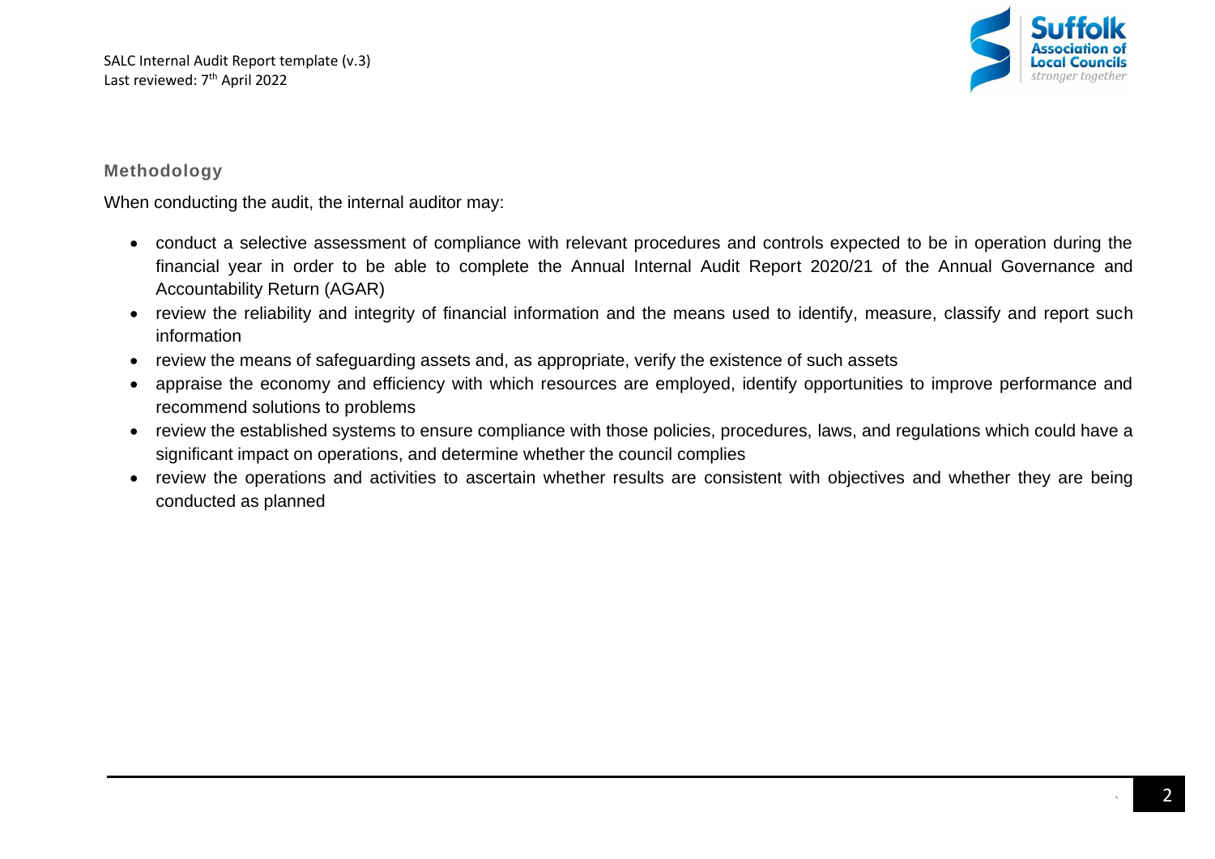## Methodology

When conducting the audit, the internal auditor may:

- conduct a selective assessment of compliance with relevant procedures and controls expected to be in operation during the financial year in order to be able to complete the Annual Internal Audit Report 2020/21 of the Annual Governance and Accountability Return (AGAR)
- review the reliability and integrity of financial information and the means used to identify, measure, classify and report such information
- review the means of safeguarding assets and, as appropriate, verify the existence of such assets
- appraise the economy and efficiency with which resources are employed, identify opportunities to improve performance and recommend solutions to problems
- review the established systems to ensure compliance with those policies, procedures, laws, and regulations which could have a significant impact on operations, and determine whether the council complies
- review the operations and activities to ascertain whether results are consistent with objectives and whether they are being conducted as planned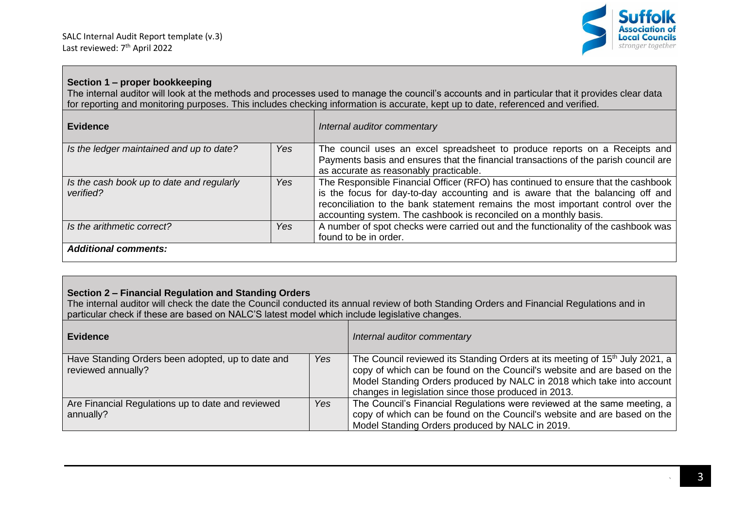### Section 1 – proper bookkeeping

The internal auditor will look at the methods and processes used to manage the council's accounts and in particular that it provides clear data for reporting and monitoring purposes. This includes checking information is accurate, kept up to date, referenced and verified.

| **Evidence** | | *Internal auditor commentary* |
|---|---|---|
| *Is the ledger maintained and up to date?* | *Yes* | The council uses an excel spreadsheet to produce reports on a Receipts and Payments basis and ensures that the financial transactions of the parish council are as accurate as reasonably practicable. |
| *Is the cash book up to date and regularly verified?* | *Yes* | The Responsible Financial Officer (RFO) has continued to ensure that the cashbook is the focus for day-to-day accounting and is aware that the balancing off and reconciliation to the bank statement remains the most important control over the accounting system. The cashbook is reconciled on a monthly basis. |
| *Is the arithmetic correct?* | *Yes* | A number of spot checks were carried out and the functionality of the cashbook was found to be in order. |
| ***Additional comments:*** | | |

### Section 2 – Financial Regulation and Standing Orders

The internal auditor will check the date the Council conducted its annual review of both Standing Orders and Financial Regulations and in particular check if these are based on NALC'S latest model which include legislative changes.

| **Evidence** | | *Internal auditor commentary* |
|---|---|---|
| Have Standing Orders been adopted, up to date and reviewed annually? | *Yes* | The Council reviewed its Standing Orders at its meeting of 15th July 2021, a copy of which can be found on the Council's website and are based on the Model Standing Orders produced by NALC in 2018 which take into account changes in legislation since those produced in 2013. |
| Are Financial Regulations up to date and reviewed annually? | *Yes* | The Council's Financial Regulations were reviewed at the same meeting, a copy of which can be found on the Council's website and are based on the Model Standing Orders produced by NALC in 2019. |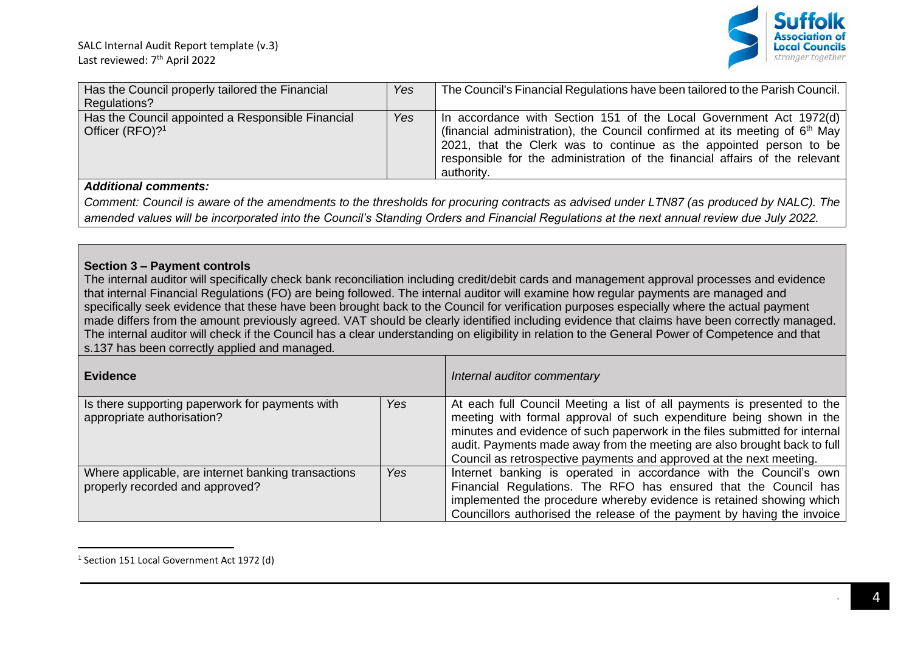| | | |
|---|---|---|
| Has the Council properly tailored the Financial Regulations? | *Yes* | The Council's Financial Regulations have been tailored to the Parish Council. |
| Has the Council appointed a Responsible Financial Officer (RFO)?[1] | *Yes* | In accordance with Section 151 of the Local Government Act 1972(d) (financial administration), the Council confirmed at its meeting of 6th May 2021, that the Clerk was to continue as the appointed person to be responsible for the administration of the financial affairs of the relevant authority. |

***Additional comments:***

*Comment: Council is aware of the amendments to the thresholds for procuring contracts as advised under LTN87 (as produced by NALC). The amended values will be incorporated into the Council's Standing Orders and Financial Regulations at the next annual review due July 2022.*

**Section 3 – Payment controls**

The internal auditor will specifically check bank reconciliation including credit/debit cards and management approval processes and evidence that internal Financial Regulations (FO) are being followed. The internal auditor will examine how regular payments are managed and specifically seek evidence that these have been brought back to the Council for verification purposes especially where the actual payment made differs from the amount previously agreed. VAT should be clearly identified including evidence that claims have been correctly managed. The internal auditor will check if the Council has a clear understanding on eligibility in relation to the General Power of Competence and that s.137 has been correctly applied and managed.

| **Evidence** | | *Internal auditor commentary* |
|---|---|---|
| Is there supporting paperwork for payments with appropriate authorisation? | *Yes* | At each full Council Meeting a list of all payments is presented to the meeting with formal approval of such expenditure being shown in the minutes and evidence of such paperwork in the files submitted for internal audit. Payments made away from the meeting are also brought back to full Council as retrospective payments and approved at the next meeting. |
| Where applicable, are internet banking transactions properly recorded and approved? | *Yes* | Internet banking is operated in accordance with the Council's own Financial Regulations. The RFO has ensured that the Council has implemented the procedure whereby evidence is retained showing which Councillors authorised the release of the payment by having the invoice |

[1] Section 151 Local Government Act 1972 (d)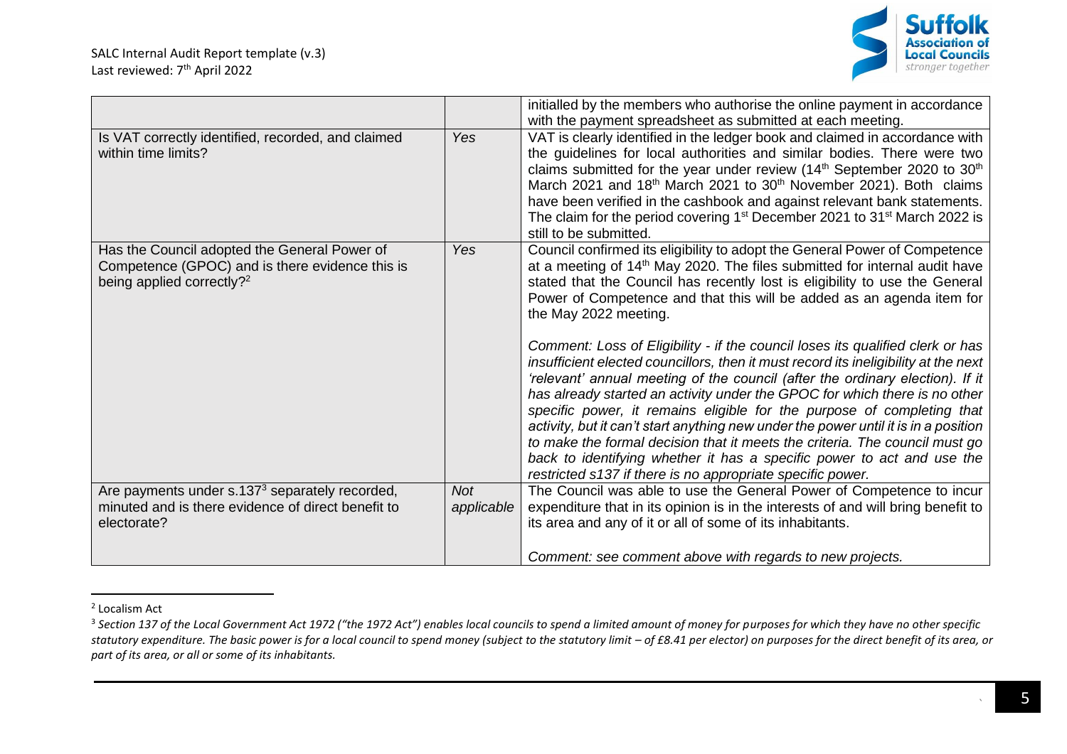| | | |
|---|---|---|
| | | initialled by the members who authorise the online payment in accordance with the payment spreadsheet as submitted at each meeting. |
| Is VAT correctly identified, recorded, and claimed within time limits? | *Yes* | VAT is clearly identified in the ledger book and claimed in accordance with the guidelines for local authorities and similar bodies. There were two claims submitted for the year under review (14th September 2020 to 30th March 2021 and 18th March 2021 to 30th November 2021). Both claims have been verified in the cashbook and against relevant bank statements. The claim for the period covering 1st December 2021 to 31st March 2022 is still to be submitted. |
| Has the Council adopted the General Power of Competence (GPOC) and is there evidence this is being applied correctly?[2] | *Yes* | Council confirmed its eligibility to adopt the General Power of Competence at a meeting of 14th May 2020. The files submitted for internal audit have stated that the Council has recently lost is eligibility to use the General Power of Competence and that this will be added as an agenda item for the May 2022 meeting.<br><br>*Comment: Loss of Eligibility - if the council loses its qualified clerk or has insufficient elected councillors, then it must record its ineligibility at the next 'relevant' annual meeting of the council (after the ordinary election). If it has already started an activity under the GPOC for which there is no other specific power, it remains eligible for the purpose of completing that activity, but it can't start anything new under the power until it is in a position to make the formal decision that it meets the criteria. The council must go back to identifying whether it has a specific power to act and use the restricted s137 if there is no appropriate specific power.* |
| Are payments under s.137[3] separately recorded, minuted and is there evidence of direct benefit to electorate? | *Not applicable* | The Council was able to use the General Power of Competence to incur expenditure that in its opinion is in the interests of and will bring benefit to its area and any of it or all of some of its inhabitants.<br><br>*Comment: see comment above with regards to new projects.* |

[2] Localism Act

[3] *Section 137 of the Local Government Act 1972 ("the 1972 Act") enables local councils to spend a limited amount of money for purposes for which they have no other specific statutory expenditure. The basic power is for a local council to spend money (subject to the statutory limit – of £8.41 per elector) on purposes for the direct benefit of its area, or part of its area, or all or some of its inhabitants.*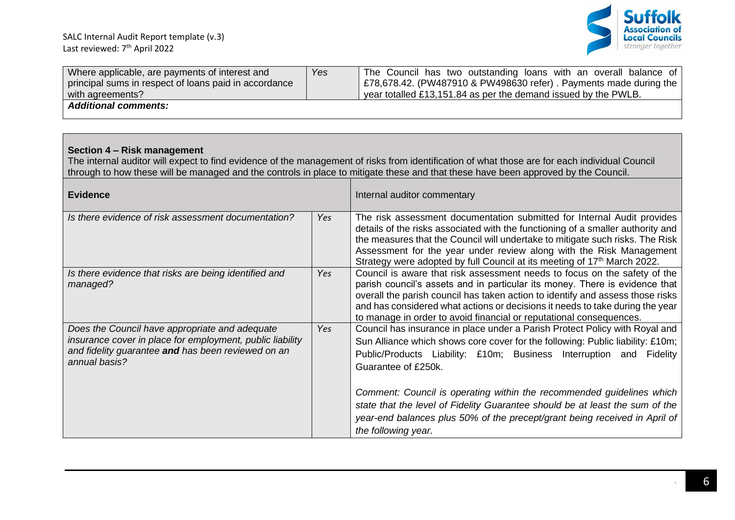| | | |
|---|---|---|
| Where applicable, are payments of interest and principal sums in respect of loans paid in accordance with agreements? | *Yes* | The Council has two outstanding loans with an overall balance of £78,678.42. (PW487910 & PW498630 refer) . Payments made during the year totalled £13,151.84 as per the demand issued by the PWLB. |
| ***Additional comments:*** | | |

**Section 4 – Risk management**

The internal auditor will expect to find evidence of the management of risks from identification of what those are for each individual Council through to how these will be managed and the controls in place to mitigate these and that these have been approved by the Council.

| **Evidence** | | Internal auditor commentary |
|---|---|---|
| *Is there evidence of risk assessment documentation?* | *Yes* | The risk assessment documentation submitted for Internal Audit provides details of the risks associated with the functioning of a smaller authority and the measures that the Council will undertake to mitigate such risks. The Risk Assessment for the year under review along with the Risk Management Strategy were adopted by full Council at its meeting of 17th March 2022. |
| *Is there evidence that risks are being identified and managed?* | *Yes* | Council is aware that risk assessment needs to focus on the safety of the parish council's assets and in particular its money. There is evidence that overall the parish council has taken action to identify and assess those risks and has considered what actions or decisions it needs to take during the year to manage in order to avoid financial or reputational consequences. |
| *Does the Council have appropriate and adequate insurance cover in place for employment, public liability and fidelity guarantee* ***and*** *has been reviewed on an annual basis?* | *Yes* | Council has insurance in place under a Parish Protect Policy with Royal and Sun Alliance which shows core cover for the following: Public liability: £10m; Public/Products Liability: £10m; Business Interruption and Fidelity Guarantee of £250k.<br><br>*Comment: Council is operating within the recommended guidelines which state that the level of Fidelity Guarantee should be at least the sum of the year-end balances plus 50% of the precept/grant being received in April of the following year.* |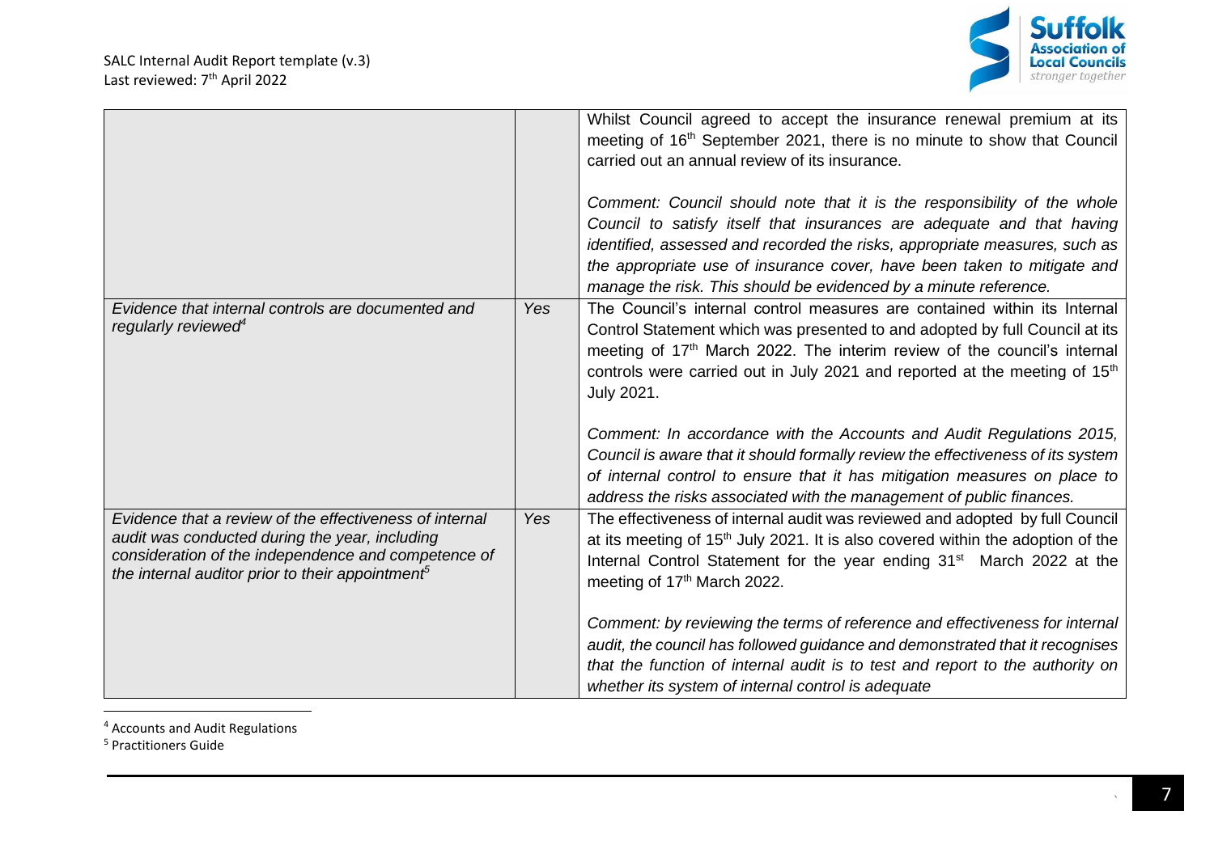| | | |
|---|---|---|
| | | Whilst Council agreed to accept the insurance renewal premium at its meeting of 16th September 2021, there is no minute to show that Council carried out an annual review of its insurance.<br><br>*Comment: Council should note that it is the responsibility of the whole Council to satisfy itself that insurances are adequate and that having identified, assessed and recorded the risks, appropriate measures, such as the appropriate use of insurance cover, have been taken to mitigate and manage the risk. This should be evidenced by a minute reference.* |
| *Evidence that internal controls are documented and regularly reviewed*[4] | *Yes* | The Council's internal control measures are contained within its Internal Control Statement which was presented to and adopted by full Council at its meeting of 17th March 2022. The interim review of the council's internal controls were carried out in July 2021 and reported at the meeting of 15th July 2021.<br><br>*Comment: In accordance with the Accounts and Audit Regulations 2015, Council is aware that it should formally review the effectiveness of its system of internal control to ensure that it has mitigation measures on place to address the risks associated with the management of public finances.* |
| *Evidence that a review of the effectiveness of internal audit was conducted during the year, including consideration of the independence and competence of the internal auditor prior to their appointment*[5] | *Yes* | The effectiveness of internal audit was reviewed and adopted by full Council at its meeting of 15th July 2021. It is also covered within the adoption of the Internal Control Statement for the year ending 31st March 2022 at the meeting of 17th March 2022.<br><br>*Comment: by reviewing the terms of reference and effectiveness for internal audit, the council has followed guidance and demonstrated that it recognises that the function of internal audit is to test and report to the authority on whether its system of internal control is adequate* |

[4] Accounts and Audit Regulations

[5] Practitioners Guide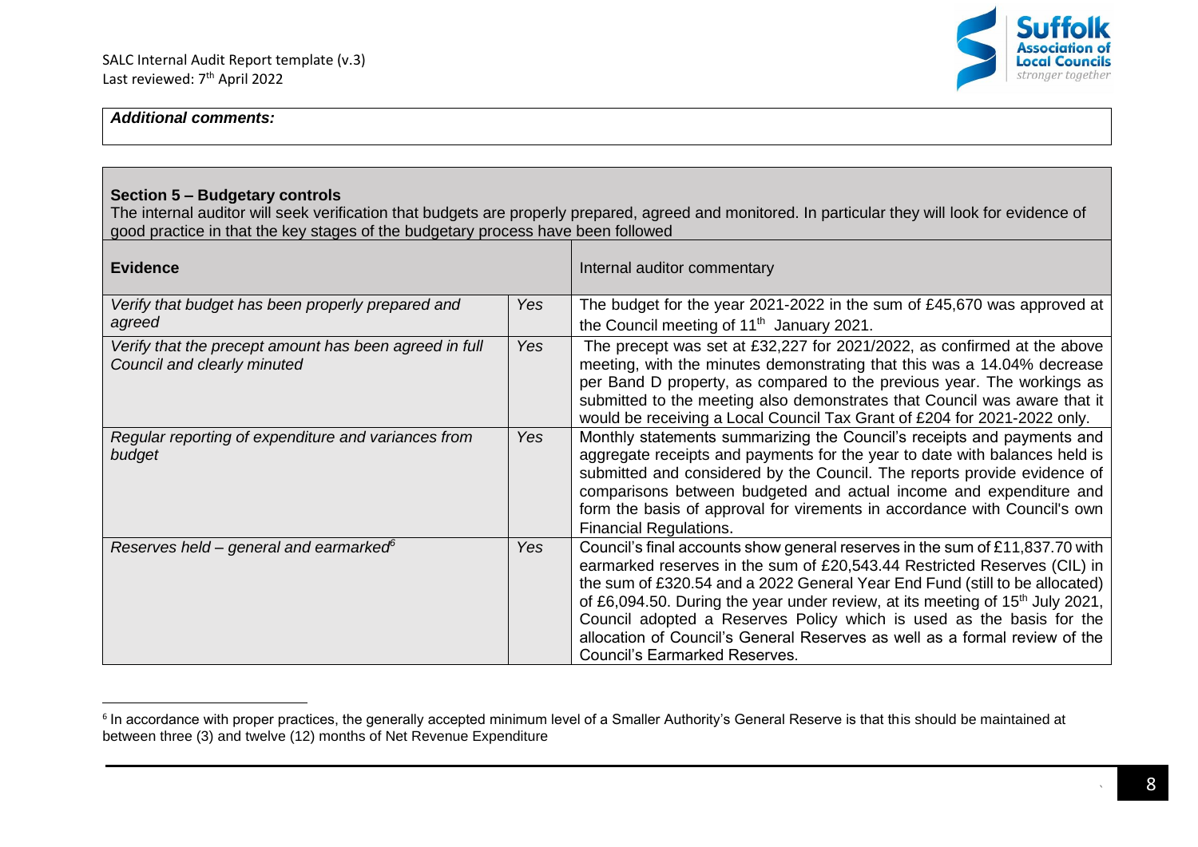***Additional comments:***

**Section 5 – Budgetary controls**

The internal auditor will seek verification that budgets are properly prepared, agreed and monitored. In particular they will look for evidence of good practice in that the key stages of the budgetary process have been followed

| **Evidence** | | Internal auditor commentary |
|---|---|---|
| *Verify that budget has been properly prepared and agreed* | *Yes* | The budget for the year 2021-2022 in the sum of £45,670 was approved at the Council meeting of 11th January 2021. |
| *Verify that the precept amount has been agreed in full Council and clearly minuted* | *Yes* | The precept was set at £32,227 for 2021/2022, as confirmed at the above meeting, with the minutes demonstrating that this was a 14.04% decrease per Band D property, as compared to the previous year. The workings as submitted to the meeting also demonstrates that Council was aware that it would be receiving a Local Council Tax Grant of £204 for 2021-2022 only. |
| *Regular reporting of expenditure and variances from budget* | *Yes* | Monthly statements summarizing the Council's receipts and payments and aggregate receipts and payments for the year to date with balances held is submitted and considered by the Council. The reports provide evidence of comparisons between budgeted and actual income and expenditure and form the basis of approval for virements in accordance with Council's own Financial Regulations. |
| *Reserves held – general and earmarked*[6] | *Yes* | Council's final accounts show general reserves in the sum of £11,837.70 with earmarked reserves in the sum of £20,543.44 Restricted Reserves (CIL) in the sum of £320.54 and a 2022 General Year End Fund (still to be allocated) of £6,094.50. During the year under review, at its meeting of 15th July 2021, Council adopted a Reserves Policy which is used as the basis for the allocation of Council's General Reserves as well as a formal review of the Council's Earmarked Reserves. |

[6] In accordance with proper practices, the generally accepted minimum level of a Smaller Authority's General Reserve is that this should be maintained at between three (3) and twelve (12) months of Net Revenue Expenditure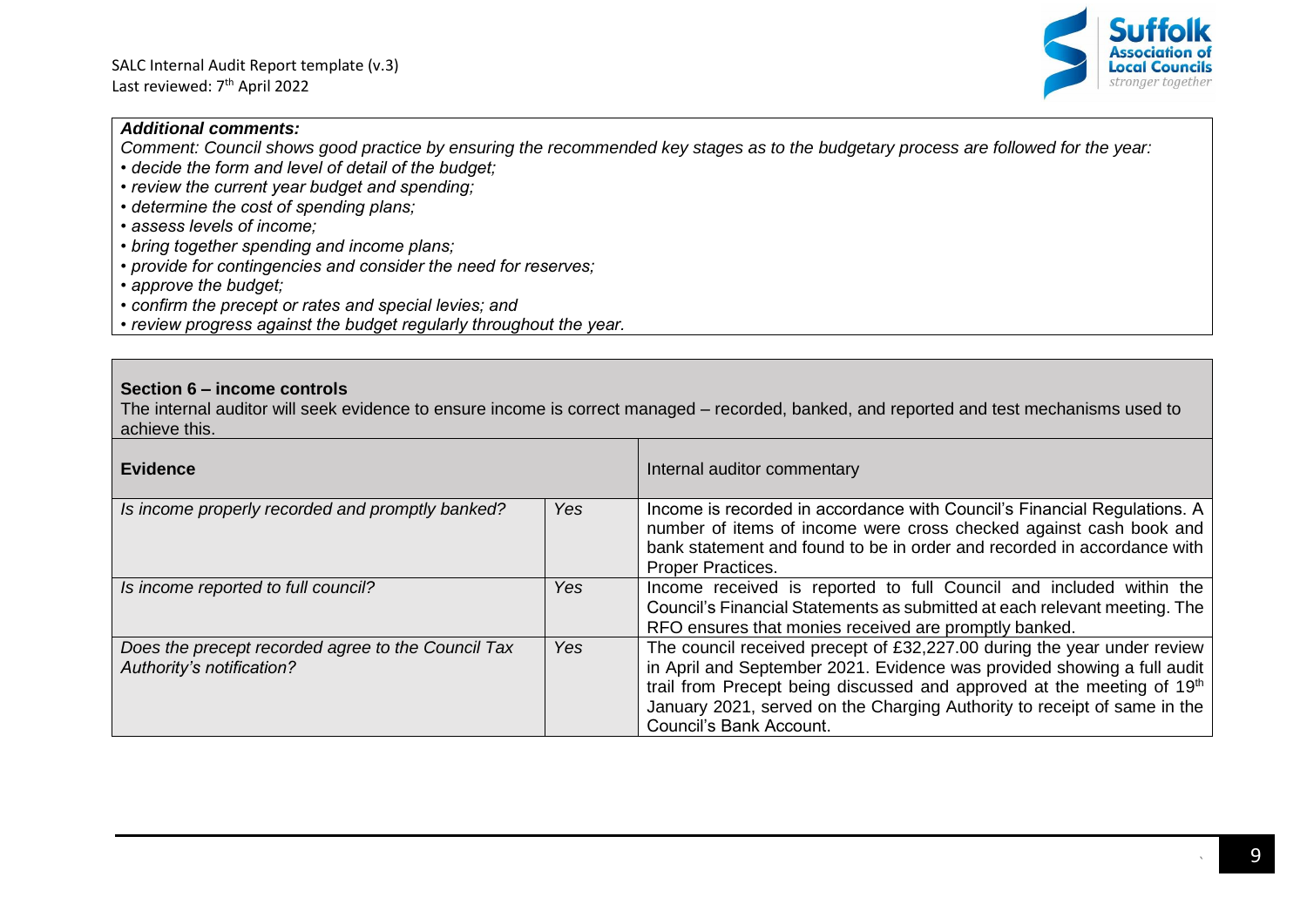***Additional comments:***

*Comment: Council shows good practice by ensuring the recommended key stages as to the budgetary process are followed for the year:*

- *decide the form and level of detail of the budget;*
- *review the current year budget and spending;*
- *determine the cost of spending plans;*
- *assess levels of income;*
- *bring together spending and income plans;*
- *provide for contingencies and consider the need for reserves;*
- *approve the budget;*
- *confirm the precept or rates and special levies; and*
- *review progress against the budget regularly throughout the year.*

**Section 6 – income controls**

The internal auditor will seek evidence to ensure income is correct managed – recorded, banked, and reported and test mechanisms used to achieve this.

| **Evidence** | | Internal auditor commentary |
|---|---|---|
| *Is income properly recorded and promptly banked?* | *Yes* | Income is recorded in accordance with Council's Financial Regulations. A number of items of income were cross checked against cash book and bank statement and found to be in order and recorded in accordance with Proper Practices. |
| *Is income reported to full council?* | *Yes* | Income received is reported to full Council and included within the Council's Financial Statements as submitted at each relevant meeting. The RFO ensures that monies received are promptly banked. |
| *Does the precept recorded agree to the Council Tax Authority's notification?* | *Yes* | The council received precept of £32,227.00 during the year under review in April and September 2021. Evidence was provided showing a full audit trail from Precept being discussed and approved at the meeting of 19th January 2021, served on the Charging Authority to receipt of same in the Council's Bank Account. |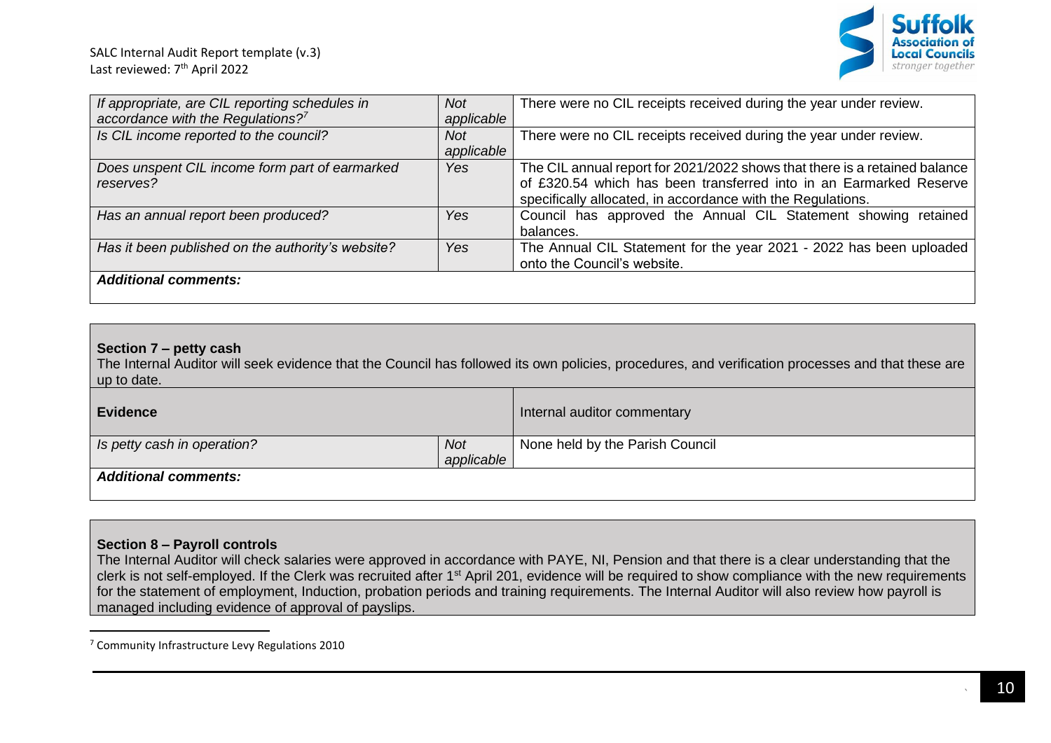| | | |
|---|---|---|
| *If appropriate, are CIL reporting schedules in accordance with the Regulations?*[7] | *Not applicable* | There were no CIL receipts received during the year under review. |
| *Is CIL income reported to the council?* | *Not applicable* | There were no CIL receipts received during the year under review. |
| *Does unspent CIL income form part of earmarked reserves?* | *Yes* | The CIL annual report for 2021/2022 shows that there is a retained balance of £320.54 which has been transferred into in an Earmarked Reserve specifically allocated, in accordance with the Regulations. |
| *Has an annual report been produced?* | *Yes* | Council has approved the Annual CIL Statement showing retained balances. |
| *Has it been published on the authority's website?* | *Yes* | The Annual CIL Statement for the year 2021 - 2022 has been uploaded onto the Council's website. |
| ***Additional comments:*** | | |

**Section 7 – petty cash**

The Internal Auditor will seek evidence that the Council has followed its own policies, procedures, and verification processes and that these are up to date.

| **Evidence** | | Internal auditor commentary |
|---|---|---|
| *Is petty cash in operation?* | *Not applicable* | None held by the Parish Council |
| ***Additional comments:*** | | |

**Section 8 – Payroll controls**

The Internal Auditor will check salaries were approved in accordance with PAYE, NI, Pension and that there is a clear understanding that the clerk is not self-employed. If the Clerk was recruited after 1st April 201, evidence will be required to show compliance with the new requirements for the statement of employment, Induction, probation periods and training requirements. The Internal Auditor will also review how payroll is managed including evidence of approval of payslips.

[7] Community Infrastructure Levy Regulations 2010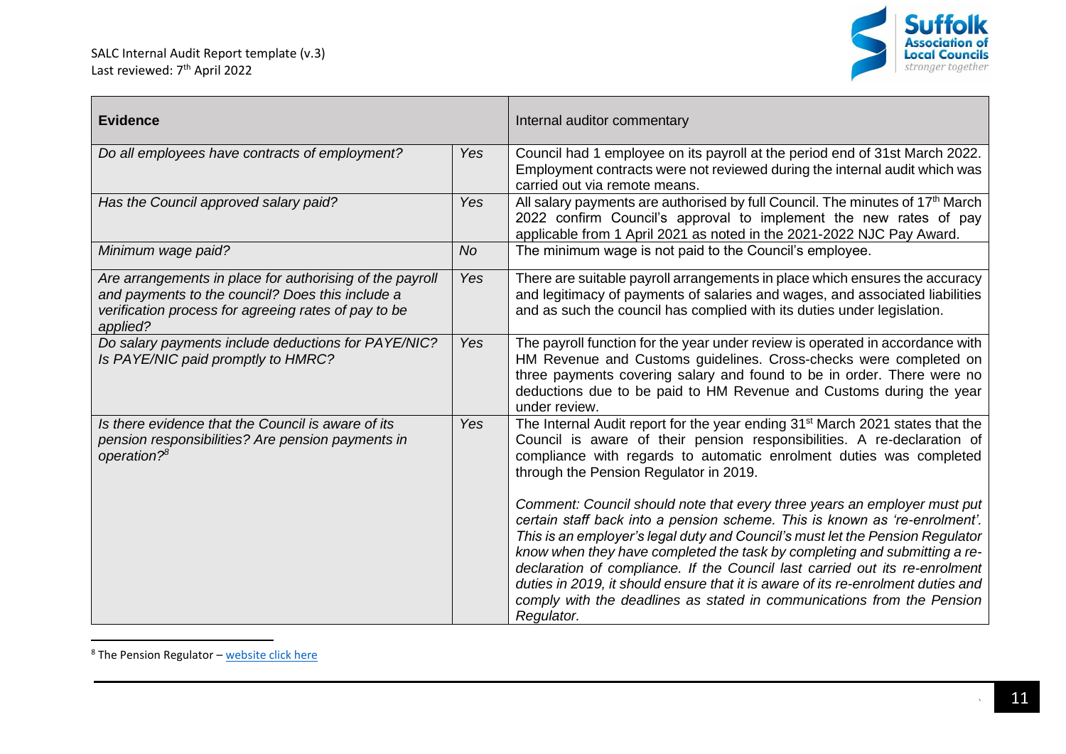| **Evidence** | | Internal auditor commentary |
|---|---|---|
| *Do all employees have contracts of employment?* | *Yes* | Council had 1 employee on its payroll at the period end of 31st March 2022. Employment contracts were not reviewed during the internal audit which was carried out via remote means. |
| *Has the Council approved salary paid?* | *Yes* | All salary payments are authorised by full Council. The minutes of 17th March 2022 confirm Council's approval to implement the new rates of pay applicable from 1 April 2021 as noted in the 2021-2022 NJC Pay Award. |
| *Minimum wage paid?* | *No* | The minimum wage is not paid to the Council's employee. |
| *Are arrangements in place for authorising of the payroll and payments to the council? Does this include a verification process for agreeing rates of pay to be applied?* | *Yes* | There are suitable payroll arrangements in place which ensures the accuracy and legitimacy of payments of salaries and wages, and associated liabilities and as such the council has complied with its duties under legislation. |
| *Do salary payments include deductions for PAYE/NIC? Is PAYE/NIC paid promptly to HMRC?* | *Yes* | The payroll function for the year under review is operated in accordance with HM Revenue and Customs guidelines. Cross-checks were completed on three payments covering salary and found to be in order. There were no deductions due to be paid to HM Revenue and Customs during the year under review. |
| *Is there evidence that the Council is aware of its pension responsibilities? Are pension payments in operation?*[8] | *Yes* | The Internal Audit report for the year ending 31st March 2021 states that the Council is aware of their pension responsibilities. A re-declaration of compliance with regards to automatic enrolment duties was completed through the Pension Regulator in 2019.<br><br>*Comment: Council should note that every three years an employer must put certain staff back into a pension scheme. This is known as 're-enrolment'. This is an employer's legal duty and Council's must let the Pension Regulator know when they have completed the task by completing and submitting a re-declaration of compliance. If the Council last carried out its re-enrolment duties in 2019, it should ensure that it is aware of its re-enrolment duties and comply with the deadlines as stated in communications from the Pension Regulator.* |

[8] The Pension Regulator – website click here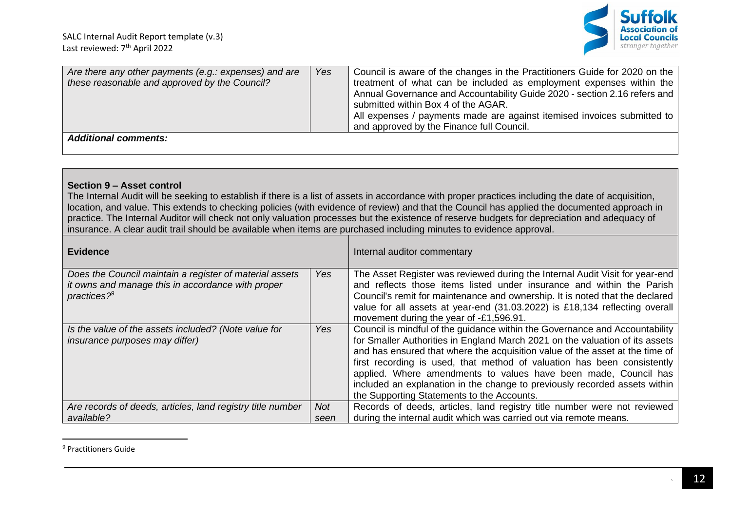| | | |
|---|---|---|
| *Are there any other payments (e.g.: expenses) and are these reasonable and approved by the Council?* | *Yes* | Council is aware of the changes in the Practitioners Guide for 2020 on the treatment of what can be included as employment expenses within the Annual Governance and Accountability Guide 2020 - section 2.16 refers and submitted within Box 4 of the AGAR.<br>All expenses / payments made are against itemised invoices submitted to and approved by the Finance full Council. |
| ***Additional comments:*** | | |

**Section 9 – Asset control**

The Internal Audit will be seeking to establish if there is a list of assets in accordance with proper practices including the date of acquisition, location, and value. This extends to checking policies (with evidence of review) and that the Council has applied the documented approach in practice. The Internal Auditor will check not only valuation processes but the existence of reserve budgets for depreciation and adequacy of insurance. A clear audit trail should be available when items are purchased including minutes to evidence approval.

| **Evidence** | | Internal auditor commentary |
|---|---|---|
| *Does the Council maintain a register of material assets it owns and manage this in accordance with proper practices?*[9] | *Yes* | The Asset Register was reviewed during the Internal Audit Visit for year-end and reflects those items listed under insurance and within the Parish Council's remit for maintenance and ownership. It is noted that the declared value for all assets at year-end (31.03.2022) is £18,134 reflecting overall movement during the year of -£1,596.91. |
| *Is the value of the assets included? (Note value for insurance purposes may differ)* | *Yes* | Council is mindful of the guidance within the Governance and Accountability for Smaller Authorities in England March 2021 on the valuation of its assets and has ensured that where the acquisition value of the asset at the time of first recording is used, that method of valuation has been consistently applied. Where amendments to values have been made, Council has included an explanation in the change to previously recorded assets within the Supporting Statements to the Accounts. |
| *Are records of deeds, articles, land registry title number available?* | *Not seen* | Records of deeds, articles, land registry title number were not reviewed during the internal audit which was carried out via remote means. |

[9] Practitioners Guide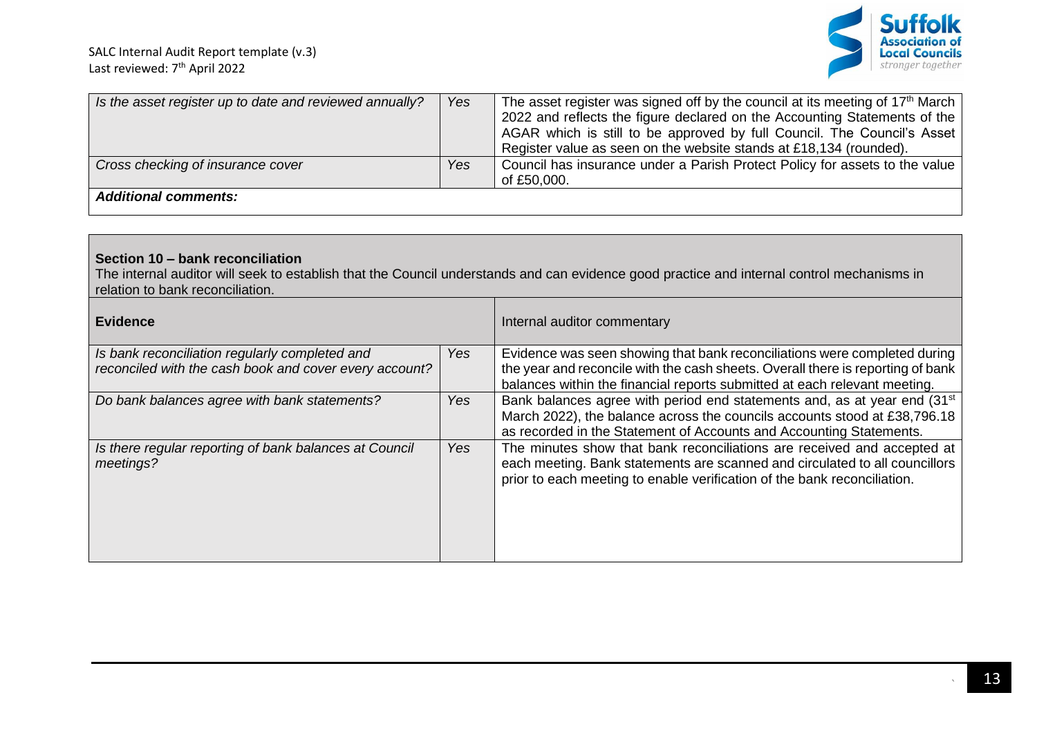| | | |
|---|---|---|
| *Is the asset register up to date and reviewed annually?* | *Yes* | The asset register was signed off by the council at its meeting of 17th March 2022 and reflects the figure declared on the Accounting Statements of the AGAR which is still to be approved by full Council. The Council's Asset Register value as seen on the website stands at £18,134 (rounded). |
| *Cross checking of insurance cover* | *Yes* | Council has insurance under a Parish Protect Policy for assets to the value of £50,000. |
| ***Additional comments:*** | | |

**Section 10 – bank reconciliation**

The internal auditor will seek to establish that the Council understands and can evidence good practice and internal control mechanisms in relation to bank reconciliation.

| **Evidence** | | Internal auditor commentary |
|---|---|---|
| *Is bank reconciliation regularly completed and reconciled with the cash book and cover every account?* | *Yes* | Evidence was seen showing that bank reconciliations were completed during the year and reconcile with the cash sheets. Overall there is reporting of bank balances within the financial reports submitted at each relevant meeting. |
| *Do bank balances agree with bank statements?* | *Yes* | Bank balances agree with period end statements and, as at year end (31st March 2022), the balance across the councils accounts stood at £38,796.18 as recorded in the Statement of Accounts and Accounting Statements. |
| *Is there regular reporting of bank balances at Council meetings?* | *Yes* | The minutes show that bank reconciliations are received and accepted at each meeting. Bank statements are scanned and circulated to all councillors prior to each meeting to enable verification of the bank reconciliation. |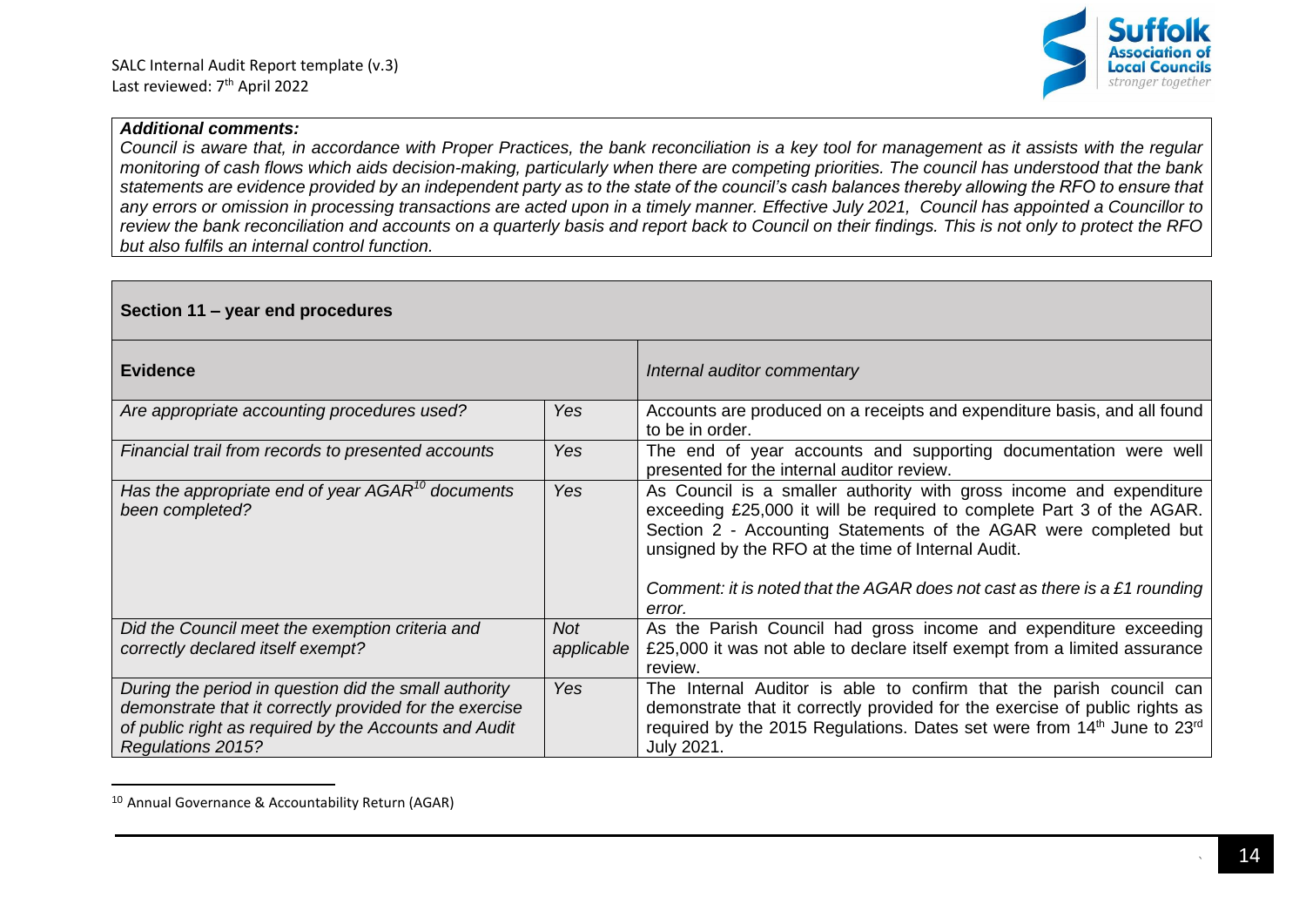***Additional comments:***

*Council is aware that, in accordance with Proper Practices, the bank reconciliation is a key tool for management as it assists with the regular monitoring of cash flows which aids decision-making, particularly when there are competing priorities. The council has understood that the bank statements are evidence provided by an independent party as to the state of the council's cash balances thereby allowing the RFO to ensure that any errors or omission in processing transactions are acted upon in a timely manner. Effective July 2021, Council has appointed a Councillor to review the bank reconciliation and accounts on a quarterly basis and report back to Council on their findings. This is not only to protect the RFO but also fulfils an internal control function.*

**Section 11 – year end procedures**

| **Evidence** | | *Internal auditor commentary* |
|---|---|---|
| *Are appropriate accounting procedures used?* | *Yes* | Accounts are produced on a receipts and expenditure basis, and all found to be in order. |
| *Financial trail from records to presented accounts* | *Yes* | The end of year accounts and supporting documentation were well presented for the internal auditor review. |
| *Has the appropriate end of year AGAR[10] documents been completed?* | *Yes* | As Council is a smaller authority with gross income and expenditure exceeding £25,000 it will be required to complete Part 3 of the AGAR. Section 2 - Accounting Statements of the AGAR were completed but unsigned by the RFO at the time of Internal Audit.<br><br>*Comment: it is noted that the AGAR does not cast as there is a £1 rounding error.* |
| *Did the Council meet the exemption criteria and correctly declared itself exempt?* | *Not applicable* | As the Parish Council had gross income and expenditure exceeding £25,000 it was not able to declare itself exempt from a limited assurance review. |
| *During the period in question did the small authority demonstrate that it correctly provided for the exercise of public right as required by the Accounts and Audit Regulations 2015?* | *Yes* | The Internal Auditor is able to confirm that the parish council can demonstrate that it correctly provided for the exercise of public rights as required by the 2015 Regulations. Dates set were from 14th June to 23rd July 2021. |

[10] Annual Governance & Accountability Return (AGAR)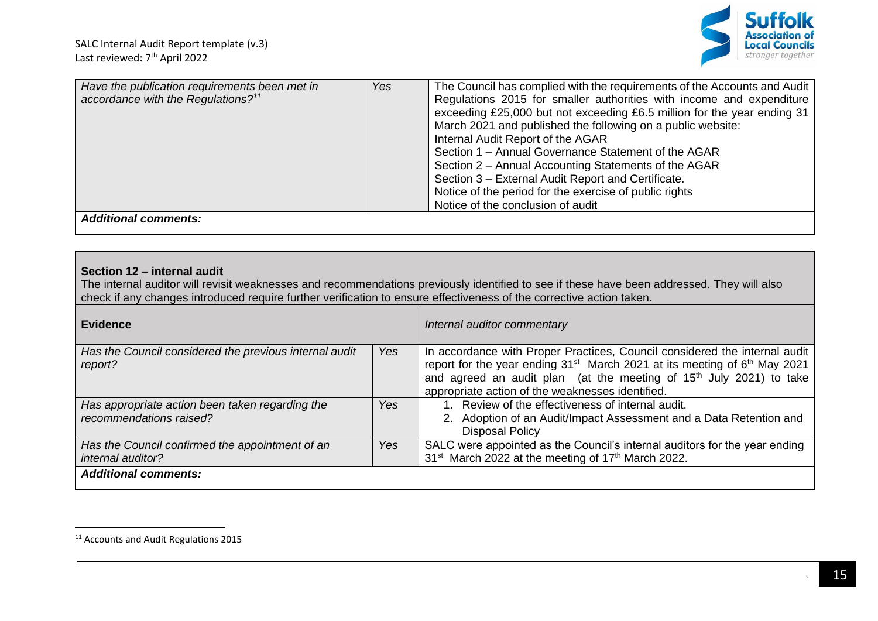| | | |
|---|---|---|
| *Have the publication requirements been met in accordance with the Regulations?*[11] | *Yes* | The Council has complied with the requirements of the Accounts and Audit Regulations 2015 for smaller authorities with income and expenditure exceeding £25,000 but not exceeding £6.5 million for the year ending 31 March 2021 and published the following on a public website:<br>Internal Audit Report of the AGAR<br>Section 1 – Annual Governance Statement of the AGAR<br>Section 2 – Annual Accounting Statements of the AGAR<br>Section 3 – External Audit Report and Certificate.<br>Notice of the period for the exercise of public rights<br>Notice of the conclusion of audit |
| ***Additional comments:*** | | |

**Section 12 – internal audit**

The internal auditor will revisit weaknesses and recommendations previously identified to see if these have been addressed. They will also check if any changes introduced require further verification to ensure effectiveness of the corrective action taken.

| **Evidence** | | *Internal auditor commentary* |
|---|---|---|
| *Has the Council considered the previous internal audit report?* | *Yes* | In accordance with Proper Practices, Council considered the internal audit report for the year ending 31st March 2021 at its meeting of 6th May 2021 and agreed an audit plan (at the meeting of 15th July 2021) to take appropriate action of the weaknesses identified. |
| *Has appropriate action been taken regarding the recommendations raised?* | *Yes* | 1. Review of the effectiveness of internal audit.<br>2. Adoption of an Audit/Impact Assessment and a Data Retention and Disposal Policy |
| *Has the Council confirmed the appointment of an internal auditor?* | *Yes* | SALC were appointed as the Council's internal auditors for the year ending 31st March 2022 at the meeting of 17th March 2022. |
| ***Additional comments:*** | | |

[11] Accounts and Audit Regulations 2015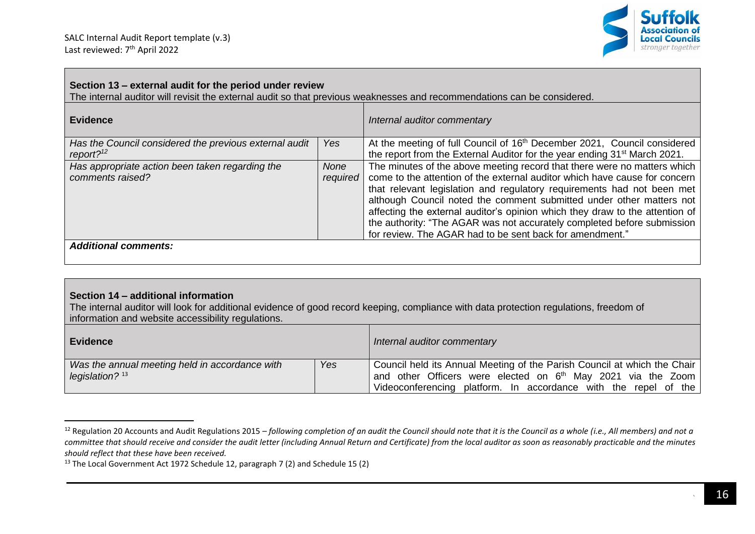**Section 13 – external audit for the period under review**

The internal auditor will revisit the external audit so that previous weaknesses and recommendations can be considered.

| **Evidence** | | *Internal auditor commentary* |
|---|---|---|
| *Has the Council considered the previous external audit report?*[12] | *Yes* | At the meeting of full Council of 16th December 2021, Council considered the report from the External Auditor for the year ending 31st March 2021. |
| *Has appropriate action been taken regarding the comments raised?* | *None required* | The minutes of the above meeting record that there were no matters which come to the attention of the external auditor which have cause for concern that relevant legislation and regulatory requirements had not been met although Council noted the comment submitted under other matters not affecting the external auditor's opinion which they draw to the attention of the authority: "The AGAR was not accurately completed before submission for review. The AGAR had to be sent back for amendment." |
| ***Additional comments:*** | | |

**Section 14 – additional information**

The internal auditor will look for additional evidence of good record keeping, compliance with data protection regulations, freedom of information and website accessibility regulations.

| **Evidence** | | *Internal auditor commentary* |
|---|---|---|
| *Was the annual meeting held in accordance with legislation?* [13] | *Yes* | Council held its Annual Meeting of the Parish Council at which the Chair and other Officers were elected on 6th May 2021 via the Zoom Videoconferencing platform. In accordance with the repel of the |

[12] Regulation 20 Accounts and Audit Regulations 2015 – *following completion of an audit the Council should note that it is the Council as a whole (i.e., All members) and not a committee that should receive and consider the audit letter (including Annual Return and Certificate) from the local auditor as soon as reasonably practicable and the minutes should reflect that these have been received.*

[13] The Local Government Act 1972 Schedule 12, paragraph 7 (2) and Schedule 15 (2)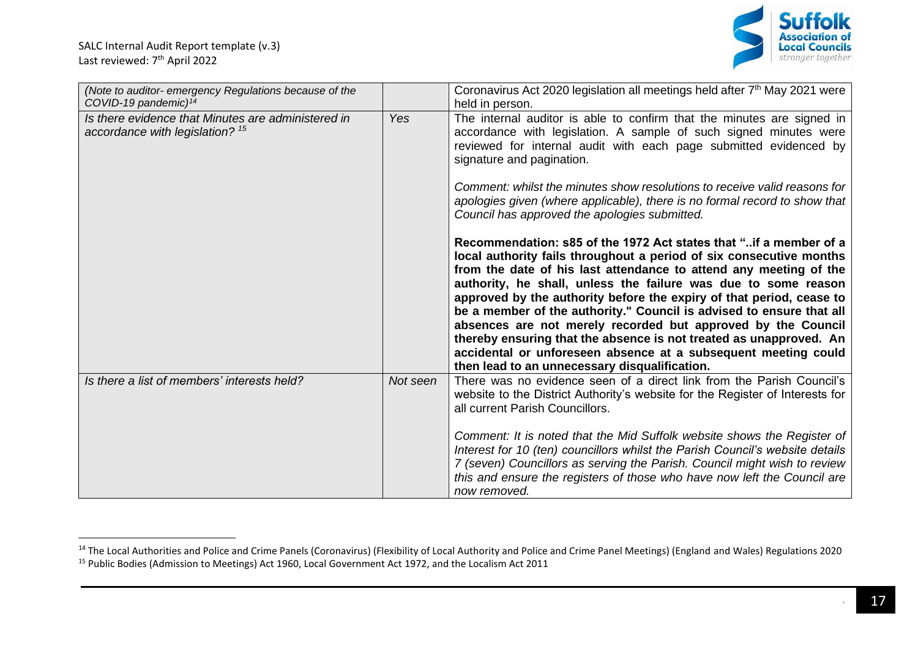| | | |
|---|---|---|
| *(Note to auditor- emergency Regulations because of the COVID-19 pandemic)*[14] | | Coronavirus Act 2020 legislation all meetings held after 7th May 2021 were held in person. |
| *Is there evidence that Minutes are administered in accordance with legislation?* [15] | *Yes* | The internal auditor is able to confirm that the minutes are signed in accordance with legislation. A sample of such signed minutes were reviewed for internal audit with each page submitted evidenced by signature and pagination.<br><br>*Comment: whilst the minutes show resolutions to receive valid reasons for apologies given (where applicable), there is no formal record to show that Council has approved the apologies submitted.*<br><br>**Recommendation: s85 of the 1972 Act states that "..if a member of a local authority fails throughout a period of six consecutive months from the date of his last attendance to attend any meeting of the authority, he shall, unless the failure was due to some reason approved by the authority before the expiry of that period, cease to be a member of the authority." Council is advised to ensure that all absences are not merely recorded but approved by the Council thereby ensuring that the absence is not treated as unapproved. An accidental or unforeseen absence at a subsequent meeting could then lead to an unnecessary disqualification.** |
| *Is there a list of members' interests held?* | *Not seen* | There was no evidence seen of a direct link from the Parish Council's website to the District Authority's website for the Register of Interests for all current Parish Councillors.<br><br>*Comment: It is noted that the Mid Suffolk website shows the Register of Interest for 10 (ten) councillors whilst the Parish Council's website details 7 (seven) Councillors as serving the Parish. Council might wish to review this and ensure the registers of those who have now left the Council are now removed.* |

[14] The Local Authorities and Police and Crime Panels (Coronavirus) (Flexibility of Local Authority and Police and Crime Panel Meetings) (England and Wales) Regulations 2020

[15] Public Bodies (Admission to Meetings) Act 1960, Local Government Act 1972, and the Localism Act 2011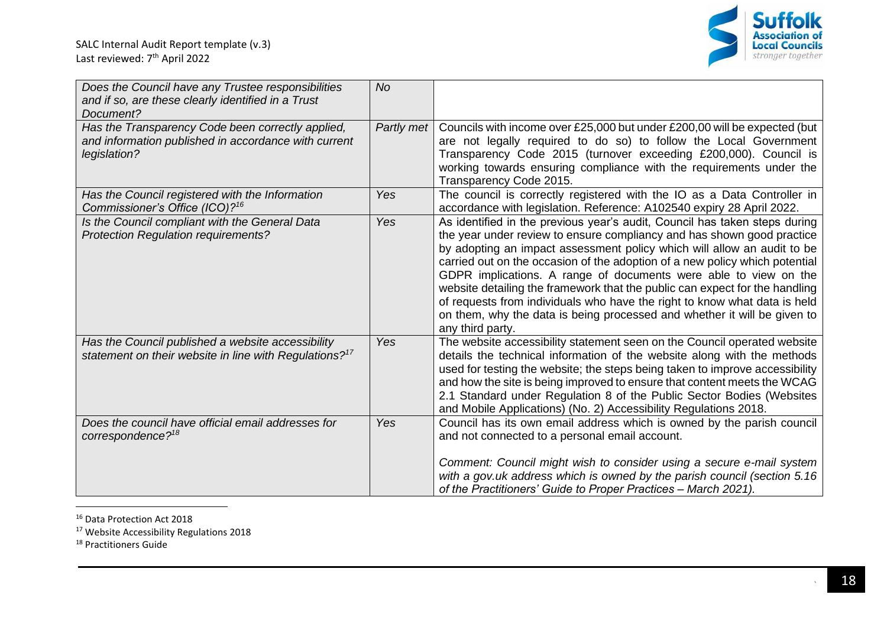| *Does the Council have any Trustee responsibilities and if so, are these clearly identified in a Trust Document?* | *No* | |
|---|---|---|
| *Has the Transparency Code been correctly applied, and information published in accordance with current legislation?* | *Partly met* | Councils with income over £25,000 but under £200,00 will be expected (but are not legally required to do so) to follow the Local Government Transparency Code 2015 (turnover exceeding £200,000). Council is working towards ensuring compliance with the requirements under the Transparency Code 2015. |
| *Has the Council registered with the Information Commissioner's Office (ICO)?*[16] | *Yes* | The council is correctly registered with the IO as a Data Controller in accordance with legislation. Reference: A102540 expiry 28 April 2022. |
| *Is the Council compliant with the General Data Protection Regulation requirements?* | *Yes* | As identified in the previous year's audit, Council has taken steps during the year under review to ensure compliancy and has shown good practice by adopting an impact assessment policy which will allow an audit to be carried out on the occasion of the adoption of a new policy which potential GDPR implications. A range of documents were able to view on the website detailing the framework that the public can expect for the handling of requests from individuals who have the right to know what data is held on them, why the data is being processed and whether it will be given to any third party. |
| *Has the Council published a website accessibility statement on their website in line with Regulations?*[17] | *Yes* | The website accessibility statement seen on the Council operated website details the technical information of the website along with the methods used for testing the website; the steps being taken to improve accessibility and how the site is being improved to ensure that content meets the WCAG 2.1 Standard under Regulation 8 of the Public Sector Bodies (Websites and Mobile Applications) (No. 2) Accessibility Regulations 2018. |
| *Does the council have official email addresses for correspondence?*[18] | *Yes* | Council has its own email address which is owned by the parish council and not connected to a personal email account.<br><br>*Comment: Council might wish to consider using a secure e-mail system with a gov.uk address which is owned by the parish council (section 5.16 of the Practitioners' Guide to Proper Practices – March 2021).* |

[16] Data Protection Act 2018

[17] Website Accessibility Regulations 2018

[18] Practitioners Guide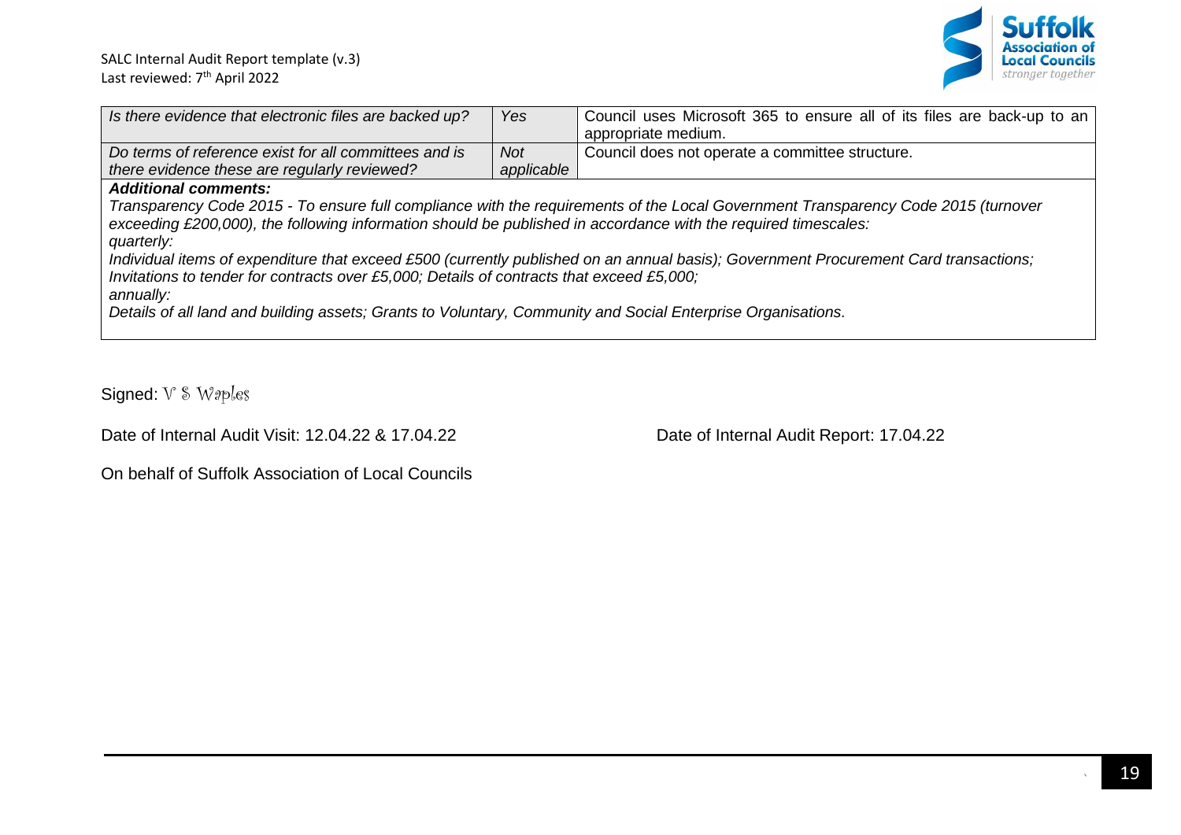| | | |
|---|---|---|
| *Is there evidence that electronic files are backed up?* | *Yes* | Council uses Microsoft 365 to ensure all of its files are back-up to an appropriate medium. |
| *Do terms of reference exist for all committees and is there evidence these are regularly reviewed?* | *Not applicable* | Council does not operate a committee structure. |

***Additional comments:***

*Transparency Code 2015 - To ensure full compliance with the requirements of the Local Government Transparency Code 2015 (turnover exceeding £200,000), the following information should be published in accordance with the required timescales:*

*quarterly:*

*Individual items of expenditure that exceed £500 (currently published on an annual basis); Government Procurement Card transactions; Invitations to tender for contracts over £5,000; Details of contracts that exceed £5,000;*

*annually:*

*Details of all land and building assets; Grants to Voluntary, Community and Social Enterprise Organisations.*

Signed: V S Waples

Date of Internal Audit Visit: 12.04.22 & 17.04.22

Date of Internal Audit Report: 17.04.22

On behalf of Suffolk Association of Local Councils